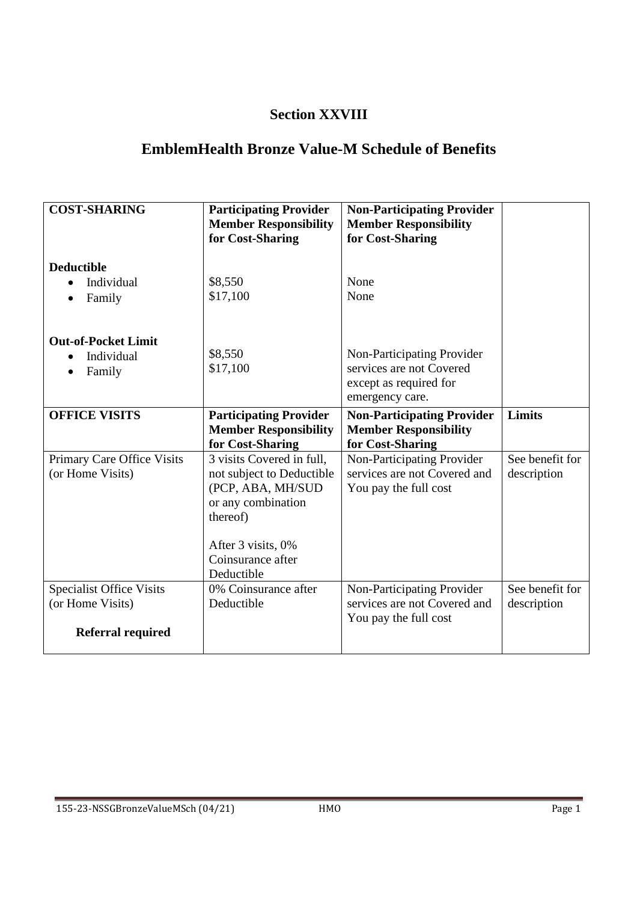# Section XXVIII

## EmblemHealth Bronze Value-M Schedule of Benefits

| COST-SHARING | Participating Provider Member Responsibility for Cost-Sharing | Non-Participating Provider Member Responsibility for Cost-Sharing | |
|---|---|---|---|
| **Deductible**<br>• Individual<br>• Family | <br>$8,550<br>$17,100 | <br>None<br>None | |
| **Out-of-Pocket Limit**<br>• Individual<br>• Family | <br>$8,550<br>$17,100 | Non-Participating Provider services are not Covered except as required for emergency care. | |
| **OFFICE VISITS** | **Participating Provider Member Responsibility for Cost-Sharing** | **Non-Participating Provider Member Responsibility for Cost-Sharing** | **Limits** |
| Primary Care Office Visits (or Home Visits) | 3 visits Covered in full, not subject to Deductible (PCP, ABA, MH/SUD or any combination thereof)<br><br>After 3 visits, 0% Coinsurance after Deductible | Non-Participating Provider services are not Covered and You pay the full cost | See benefit for description |
| Specialist Office Visits (or Home Visits)<br><br>**Referral required** | 0% Coinsurance after Deductible | Non-Participating Provider services are not Covered and You pay the full cost | See benefit for description |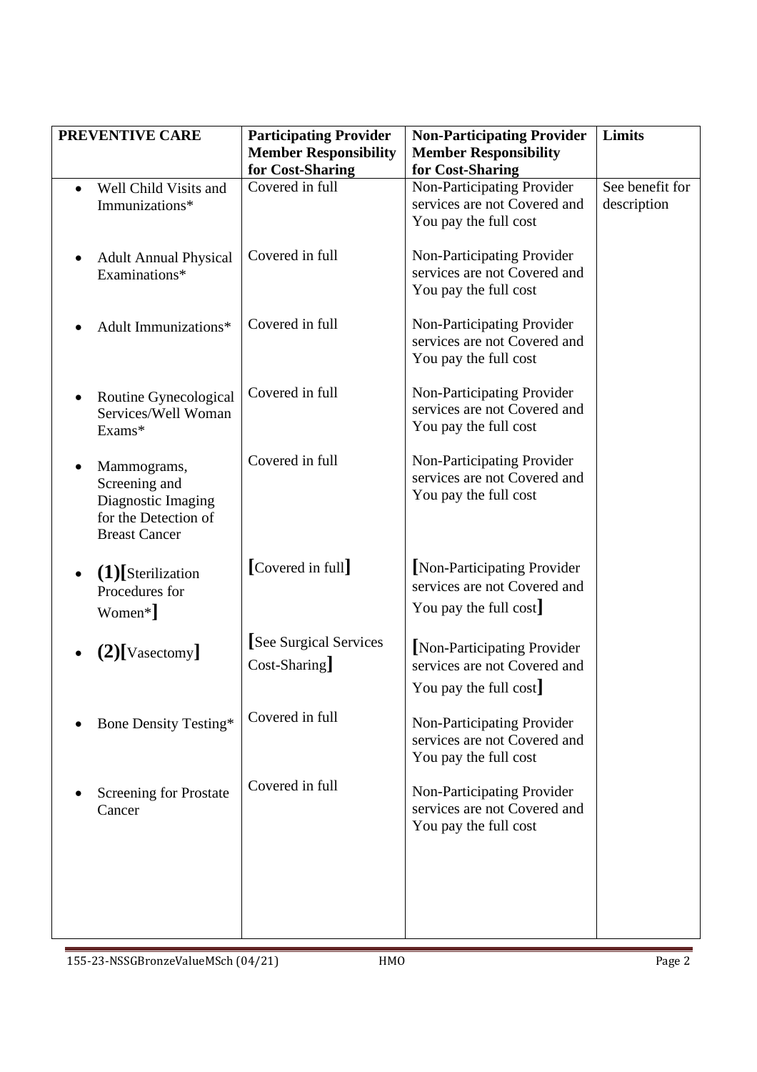| PREVENTIVE CARE | Participating Provider Member Responsibility for Cost-Sharing | Non-Participating Provider Member Responsibility for Cost-Sharing | Limits |
|---|---|---|---|
| • Well Child Visits and Immunizations* | Covered in full | Non-Participating Provider services are not Covered and You pay the full cost | See benefit for description |
| • Adult Annual Physical Examinations* | Covered in full | Non-Participating Provider services are not Covered and You pay the full cost | |
| • Adult Immunizations* | Covered in full | Non-Participating Provider services are not Covered and You pay the full cost | |
| • Routine Gynecological Services/Well Woman Exams* | Covered in full | Non-Participating Provider services are not Covered and You pay the full cost | |
| • Mammograms, Screening and Diagnostic Imaging for the Detection of Breast Cancer | Covered in full | Non-Participating Provider services are not Covered and You pay the full cost | |
| • **(1)**[Sterilization Procedures for Women*] | [Covered in full] | [Non-Participating Provider services are not Covered and You pay the full cost] | |
| • **(2)**[Vasectomy] | [See Surgical Services Cost-Sharing] | [Non-Participating Provider services are not Covered and You pay the full cost] | |
| • Bone Density Testing* | Covered in full | Non-Participating Provider services are not Covered and You pay the full cost | |
| • Screening for Prostate Cancer | Covered in full | Non-Participating Provider services are not Covered and You pay the full cost | |

155-23-NSSGBronzeValueMSch (04/21) HMO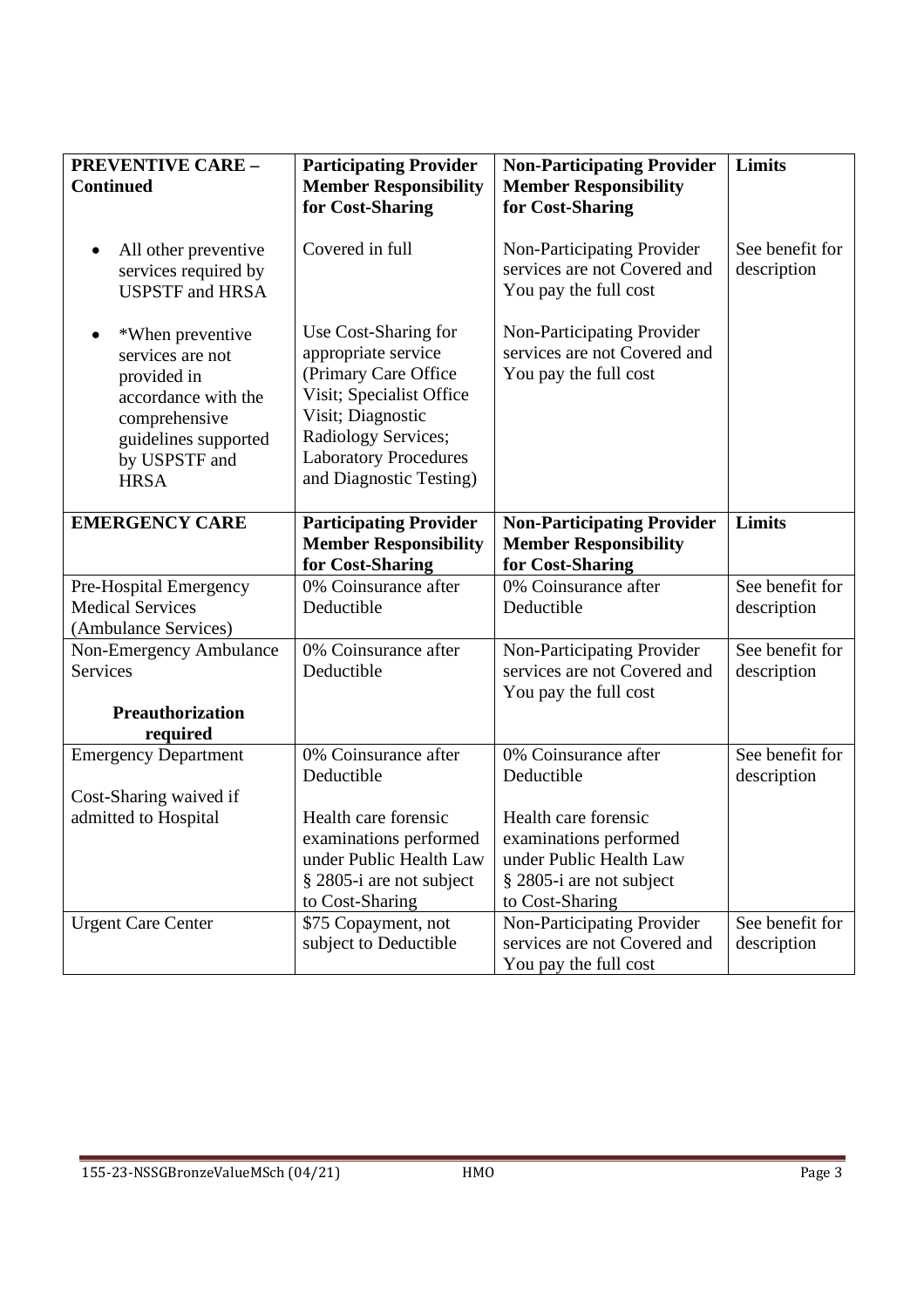| **PREVENTIVE CARE – Continued** | **Participating Provider Member Responsibility for Cost-Sharing** | **Non-Participating Provider Member Responsibility for Cost-Sharing** | **Limits** |
|---|---|---|---|
| • All other preventive services required by USPSTF and HRSA | Covered in full | Non-Participating Provider services are not Covered and You pay the full cost | See benefit for description |
| • *When preventive services are not provided in accordance with the comprehensive guidelines supported by USPSTF and HRSA | Use Cost-Sharing for appropriate service (Primary Care Office Visit; Specialist Office Visit; Diagnostic Radiology Services; Laboratory Procedures and Diagnostic Testing) | Non-Participating Provider services are not Covered and You pay the full cost | |
| **EMERGENCY CARE** | **Participating Provider Member Responsibility for Cost-Sharing** | **Non-Participating Provider Member Responsibility for Cost-Sharing** | **Limits** |
| Pre-Hospital Emergency Medical Services (Ambulance Services) | 0% Coinsurance after Deductible | 0% Coinsurance after Deductible | See benefit for description |
| Non-Emergency Ambulance Services<br><br>**Preauthorization required** | 0% Coinsurance after Deductible | Non-Participating Provider services are not Covered and You pay the full cost | See benefit for description |
| Emergency Department<br><br>Cost-Sharing waived if admitted to Hospital | 0% Coinsurance after Deductible<br><br>Health care forensic examinations performed under Public Health Law § 2805-i are not subject to Cost-Sharing | 0% Coinsurance after Deductible<br><br>Health care forensic examinations performed under Public Health Law § 2805-i are not subject to Cost-Sharing | See benefit for description |
| Urgent Care Center | $75 Copayment, not subject to Deductible | Non-Participating Provider services are not Covered and You pay the full cost | See benefit for description |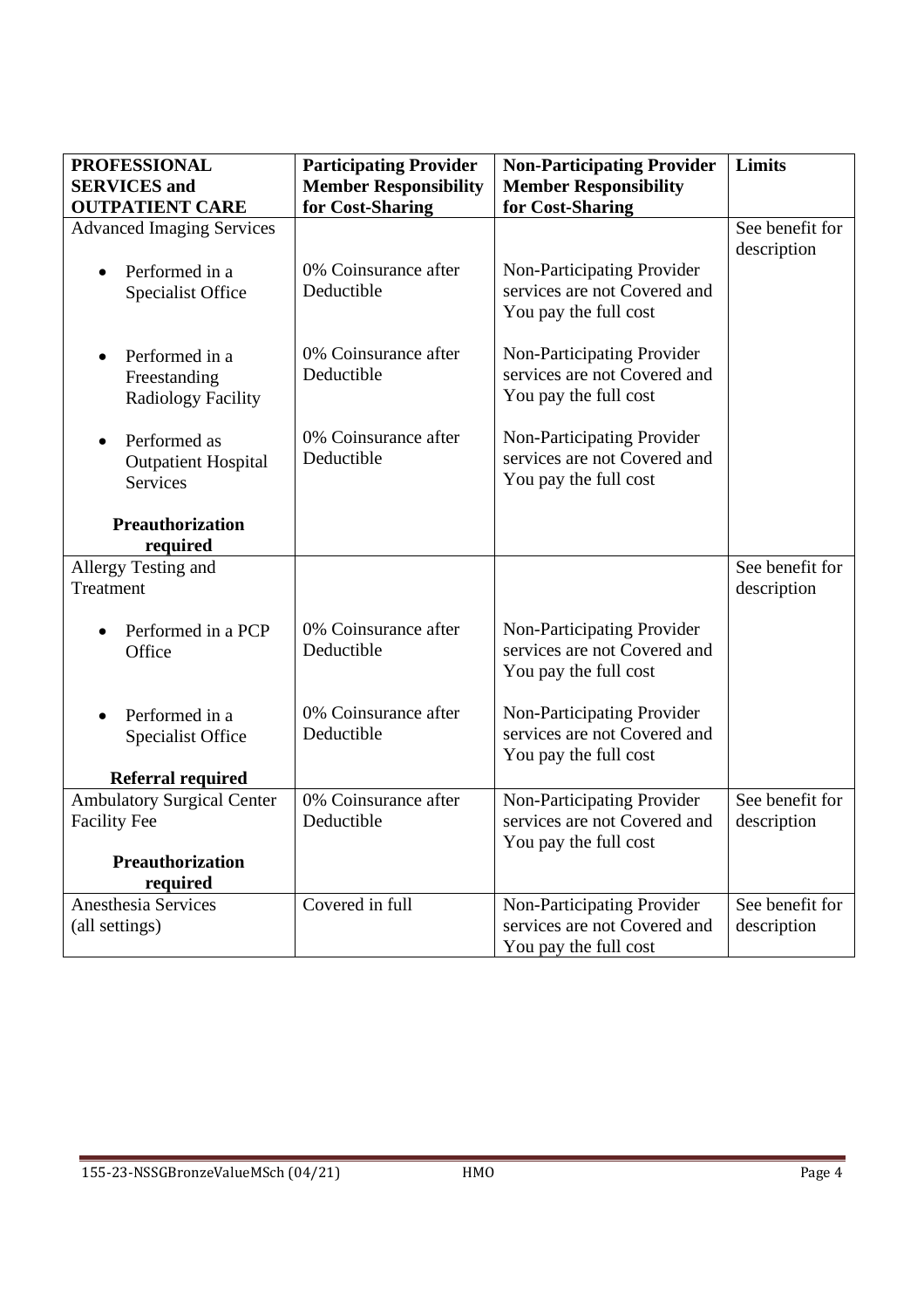| PROFESSIONAL SERVICES and OUTPATIENT CARE | Participating Provider Member Responsibility for Cost-Sharing | Non-Participating Provider Member Responsibility for Cost-Sharing | Limits |
|---|---|---|---|
| Advanced Imaging Services | | | See benefit for description |
| • Performed in a Specialist Office | 0% Coinsurance after Deductible | Non-Participating Provider services are not Covered and You pay the full cost | |
| • Performed in a Freestanding Radiology Facility | 0% Coinsurance after Deductible | Non-Participating Provider services are not Covered and You pay the full cost | |
| • Performed as Outpatient Hospital Services | 0% Coinsurance after Deductible | Non-Participating Provider services are not Covered and You pay the full cost | |
| **Preauthorization required** | | | |
| Allergy Testing and Treatment | | | See benefit for description |
| • Performed in a PCP Office | 0% Coinsurance after Deductible | Non-Participating Provider services are not Covered and You pay the full cost | |
| • Performed in a Specialist Office | 0% Coinsurance after Deductible | Non-Participating Provider services are not Covered and You pay the full cost | |
| **Referral required** | | | |
| Ambulatory Surgical Center Facility Fee<br><br>**Preauthorization required** | 0% Coinsurance after Deductible | Non-Participating Provider services are not Covered and You pay the full cost | See benefit for description |
| Anesthesia Services (all settings) | Covered in full | Non-Participating Provider services are not Covered and You pay the full cost | See benefit for description |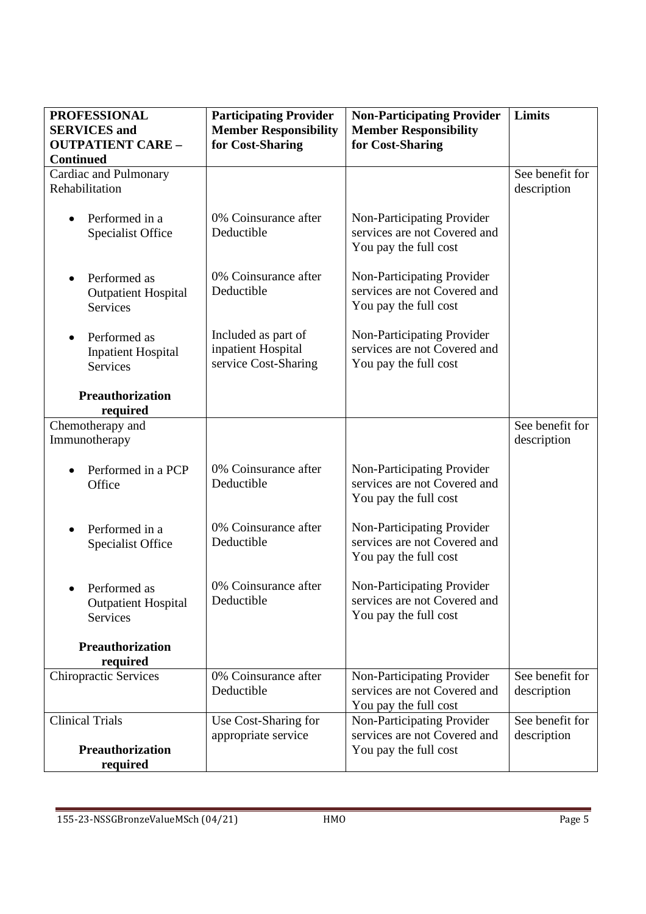| PROFESSIONAL SERVICES and OUTPATIENT CARE – Continued | Participating Provider Member Responsibility for Cost-Sharing | Non-Participating Provider Member Responsibility for Cost-Sharing | Limits |
|---|---|---|---|
| Cardiac and Pulmonary Rehabilitation | | | See benefit for description |
| • Performed in a Specialist Office | 0% Coinsurance after Deductible | Non-Participating Provider services are not Covered and You pay the full cost | |
| • Performed as Outpatient Hospital Services | 0% Coinsurance after Deductible | Non-Participating Provider services are not Covered and You pay the full cost | |
| • Performed as Inpatient Hospital Services | Included as part of inpatient Hospital service Cost-Sharing | Non-Participating Provider services are not Covered and You pay the full cost | |
| **Preauthorization required** | | | |
| Chemotherapy and Immunotherapy | | | See benefit for description |
| • Performed in a PCP Office | 0% Coinsurance after Deductible | Non-Participating Provider services are not Covered and You pay the full cost | |
| • Performed in a Specialist Office | 0% Coinsurance after Deductible | Non-Participating Provider services are not Covered and You pay the full cost | |
| • Performed as Outpatient Hospital Services | 0% Coinsurance after Deductible | Non-Participating Provider services are not Covered and You pay the full cost | |
| **Preauthorization required** | | | |
| Chiropractic Services | 0% Coinsurance after Deductible | Non-Participating Provider services are not Covered and You pay the full cost | See benefit for description |
| Clinical Trials<br>**Preauthorization required** | Use Cost-Sharing for appropriate service | Non-Participating Provider services are not Covered and You pay the full cost | See benefit for description |

155-23-NSSGBronzeValueMSch (04/21) HMO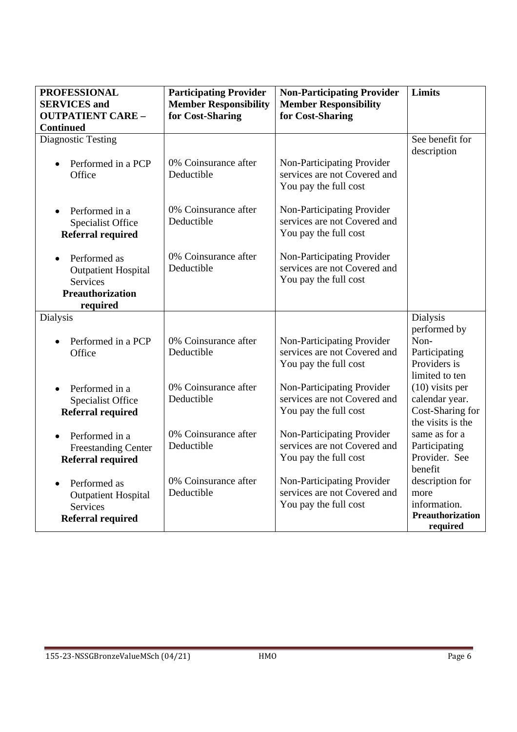| PROFESSIONAL SERVICES and OUTPATIENT CARE – Continued | Participating Provider Member Responsibility for Cost-Sharing | Non-Participating Provider Member Responsibility for Cost-Sharing | Limits |
|---|---|---|---|
| Diagnostic Testing | | | See benefit for description |
| • Performed in a PCP Office | 0% Coinsurance after Deductible | Non-Participating Provider services are not Covered and You pay the full cost | |
| • Performed in a Specialist Office **Referral required** | 0% Coinsurance after Deductible | Non-Participating Provider services are not Covered and You pay the full cost | |
| • Performed as Outpatient Hospital Services **Preauthorization required** | 0% Coinsurance after Deductible | Non-Participating Provider services are not Covered and You pay the full cost | |
| Dialysis | | | Dialysis performed by Non-Participating Providers is limited to ten (10) visits per calendar year. Cost-Sharing for the visits is the same as for a Participating Provider. See benefit description for more information. **Preauthorization required** |
| • Performed in a PCP Office | 0% Coinsurance after Deductible | Non-Participating Provider services are not Covered and You pay the full cost | |
| • Performed in a Specialist Office **Referral required** | 0% Coinsurance after Deductible | Non-Participating Provider services are not Covered and You pay the full cost | |
| • Performed in a Freestanding Center **Referral required** | 0% Coinsurance after Deductible | Non-Participating Provider services are not Covered and You pay the full cost | |
| • Performed as Outpatient Hospital Services **Referral required** | 0% Coinsurance after Deductible | Non-Participating Provider services are not Covered and You pay the full cost | |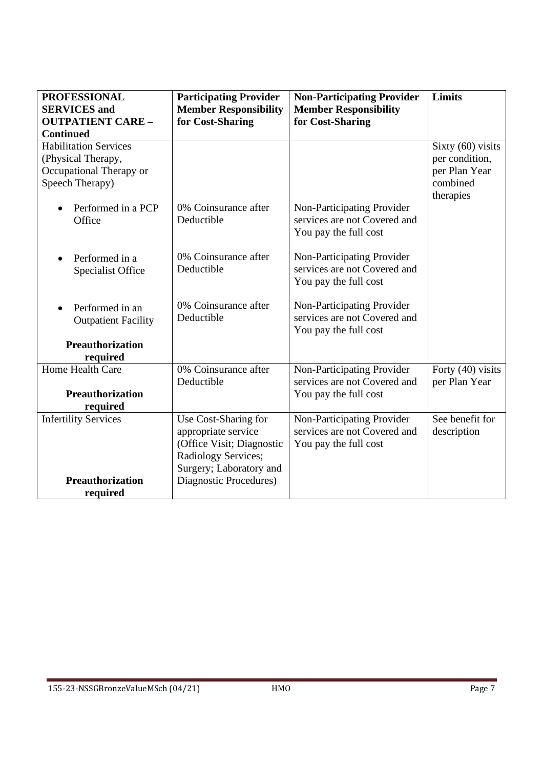| PROFESSIONAL SERVICES and OUTPATIENT CARE – Continued | Participating Provider Member Responsibility for Cost-Sharing | Non-Participating Provider Member Responsibility for Cost-Sharing | Limits |
|---|---|---|---|
| Habilitation Services (Physical Therapy, Occupational Therapy or Speech Therapy) | | | Sixty (60) visits per condition, per Plan Year combined therapies |
| • Performed in a PCP Office | 0% Coinsurance after Deductible | Non-Participating Provider services are not Covered and You pay the full cost | |
| • Performed in a Specialist Office | 0% Coinsurance after Deductible | Non-Participating Provider services are not Covered and You pay the full cost | |
| • Performed in an Outpatient Facility<br><br>**Preauthorization required** | 0% Coinsurance after Deductible | Non-Participating Provider services are not Covered and You pay the full cost | |
| Home Health Care<br><br>**Preauthorization required** | 0% Coinsurance after Deductible | Non-Participating Provider services are not Covered and You pay the full cost | Forty (40) visits per Plan Year |
| Infertility Services<br><br>**Preauthorization required** | Use Cost-Sharing for appropriate service (Office Visit; Diagnostic Radiology Services; Surgery; Laboratory and Diagnostic Procedures) | Non-Participating Provider services are not Covered and You pay the full cost | See benefit for description |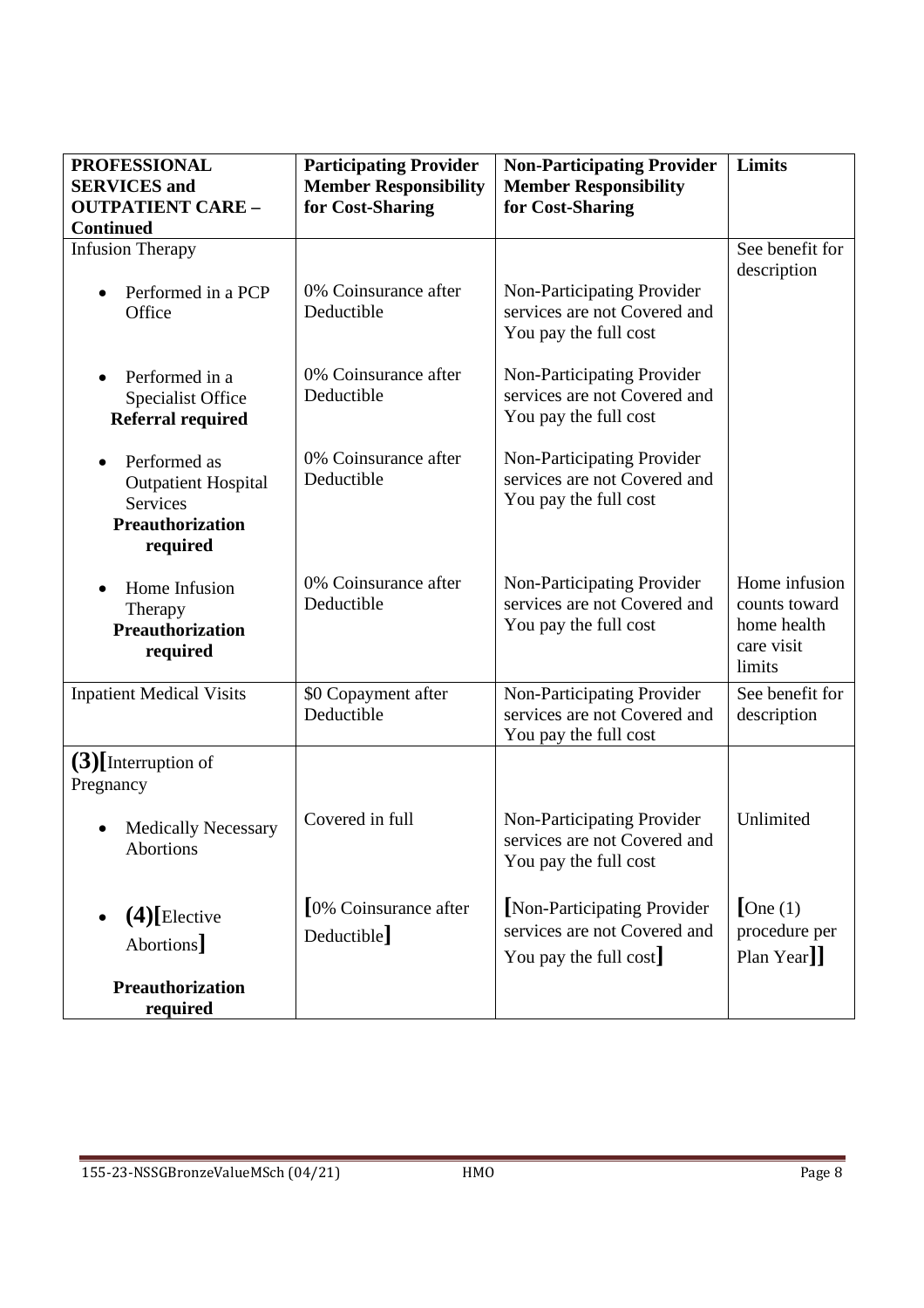| **PROFESSIONAL SERVICES and OUTPATIENT CARE – Continued** | **Participating Provider Member Responsibility for Cost-Sharing** | **Non-Participating Provider Member Responsibility for Cost-Sharing** | **Limits** |
|---|---|---|---|
| Infusion Therapy | | | See benefit for description |
| • Performed in a PCP Office | 0% Coinsurance after Deductible | Non-Participating Provider services are not Covered and You pay the full cost | |
| • Performed in a Specialist Office **Referral required** | 0% Coinsurance after Deductible | Non-Participating Provider services are not Covered and You pay the full cost | |
| • Performed as Outpatient Hospital Services **Preauthorization required** | 0% Coinsurance after Deductible | Non-Participating Provider services are not Covered and You pay the full cost | |
| • Home Infusion Therapy **Preauthorization required** | 0% Coinsurance after Deductible | Non-Participating Provider services are not Covered and You pay the full cost | Home infusion counts toward home health care visit limits |
| Inpatient Medical Visits | $0 Copayment after Deductible | Non-Participating Provider services are not Covered and You pay the full cost | See benefit for description |
| **(3)[**Interruption of Pregnancy | | | |
| • Medically Necessary Abortions | Covered in full | Non-Participating Provider services are not Covered and You pay the full cost | Unlimited |
| • **(4)[**Elective Abortions**]** **Preauthorization required** | **[**0% Coinsurance after Deductible**]** | **[**Non-Participating Provider services are not Covered and You pay the full cost**]** | **[**One (1) procedure per Plan Year**]]** |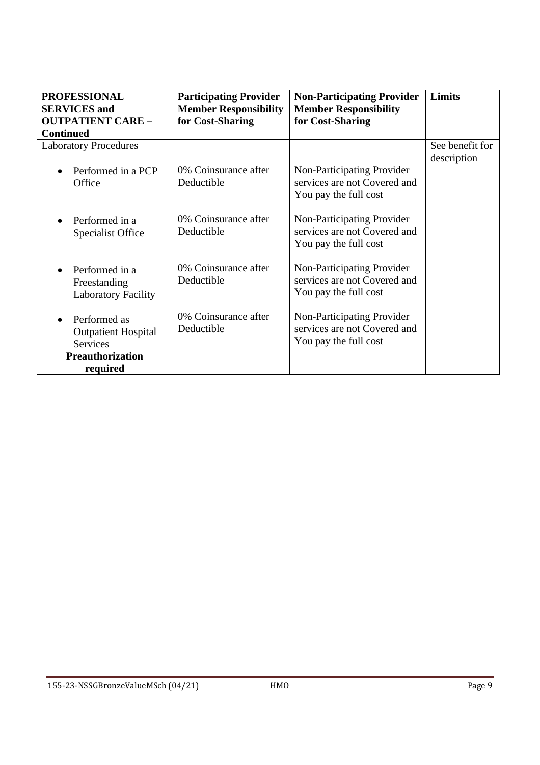| **PROFESSIONAL SERVICES and OUTPATIENT CARE – Continued** | **Participating Provider Member Responsibility for Cost-Sharing** | **Non-Participating Provider Member Responsibility for Cost-Sharing** | **Limits** |
|---|---|---|---|
| Laboratory Procedures | | | See benefit for description |
| • Performed in a PCP Office | 0% Coinsurance after Deductible | Non-Participating Provider services are not Covered and You pay the full cost | |
| • Performed in a Specialist Office | 0% Coinsurance after Deductible | Non-Participating Provider services are not Covered and You pay the full cost | |
| • Performed in a Freestanding Laboratory Facility | 0% Coinsurance after Deductible | Non-Participating Provider services are not Covered and You pay the full cost | |
| • Performed as Outpatient Hospital Services **Preauthorization required** | 0% Coinsurance after Deductible | Non-Participating Provider services are not Covered and You pay the full cost | |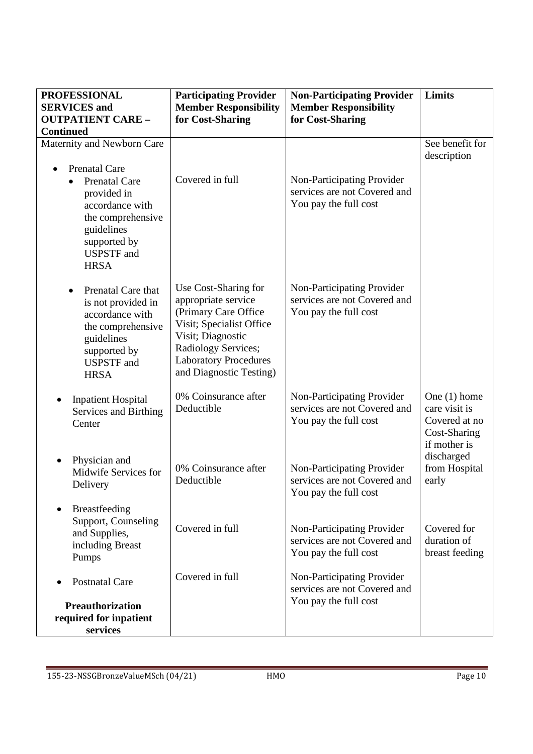| PROFESSIONAL SERVICES and OUTPATIENT CARE – Continued | Participating Provider Member Responsibility for Cost-Sharing | Non-Participating Provider Member Responsibility for Cost-Sharing | Limits |
|---|---|---|---|
| Maternity and Newborn Care | | | See benefit for description |
| • Prenatal Care<br>• Prenatal Care provided in accordance with the comprehensive guidelines supported by USPSTF and HRSA | Covered in full | Non-Participating Provider services are not Covered and You pay the full cost | |
| • Prenatal Care that is not provided in accordance with the comprehensive guidelines supported by USPSTF and HRSA | Use Cost-Sharing for appropriate service (Primary Care Office Visit; Specialist Office Visit; Diagnostic Radiology Services; Laboratory Procedures and Diagnostic Testing) | Non-Participating Provider services are not Covered and You pay the full cost | |
| • Inpatient Hospital Services and Birthing Center | 0% Coinsurance after Deductible | Non-Participating Provider services are not Covered and You pay the full cost | One (1) home care visit is Covered at no Cost-Sharing if mother is discharged from Hospital early |
| • Physician and Midwife Services for Delivery | 0% Coinsurance after Deductible | Non-Participating Provider services are not Covered and You pay the full cost | |
| • Breastfeeding Support, Counseling and Supplies, including Breast Pumps | Covered in full | Non-Participating Provider services are not Covered and You pay the full cost | Covered for duration of breast feeding |
| • Postnatal Care<br><br>**Preauthorization required for inpatient services** | Covered in full | Non-Participating Provider services are not Covered and You pay the full cost | |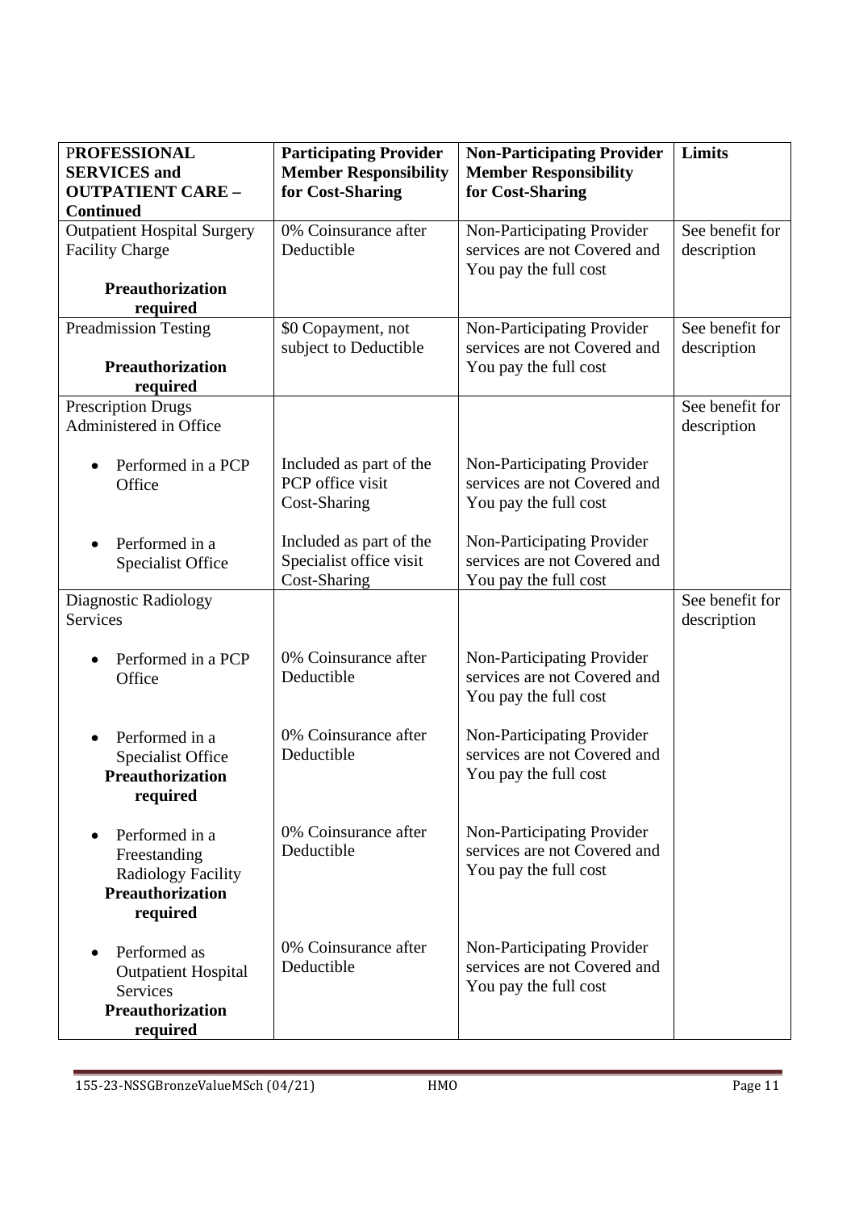| **PROFESSIONAL SERVICES and OUTPATIENT CARE – Continued** | **Participating Provider Member Responsibility for Cost-Sharing** | **Non-Participating Provider Member Responsibility for Cost-Sharing** | **Limits** |
| --- | --- | --- | --- |
| Outpatient Hospital Surgery Facility Charge<br><br>**Preauthorization required** | 0% Coinsurance after Deductible | Non-Participating Provider services are not Covered and You pay the full cost | See benefit for description |
| Preadmission Testing<br><br>**Preauthorization required** | $0 Copayment, not subject to Deductible | Non-Participating Provider services are not Covered and You pay the full cost | See benefit for description |
| Prescription Drugs Administered in Office | | | See benefit for description |
| • Performed in a PCP Office | Included as part of the PCP office visit Cost-Sharing | Non-Participating Provider services are not Covered and You pay the full cost | |
| • Performed in a Specialist Office | Included as part of the Specialist office visit Cost-Sharing | Non-Participating Provider services are not Covered and You pay the full cost | |
| Diagnostic Radiology Services | | | See benefit for description |
| • Performed in a PCP Office | 0% Coinsurance after Deductible | Non-Participating Provider services are not Covered and You pay the full cost | |
| • Performed in a Specialist Office<br>**Preauthorization required** | 0% Coinsurance after Deductible | Non-Participating Provider services are not Covered and You pay the full cost | |
| • Performed in a Freestanding Radiology Facility<br>**Preauthorization required** | 0% Coinsurance after Deductible | Non-Participating Provider services are not Covered and You pay the full cost | |
| • Performed as Outpatient Hospital Services<br>**Preauthorization required** | 0% Coinsurance after Deductible | Non-Participating Provider services are not Covered and You pay the full cost | |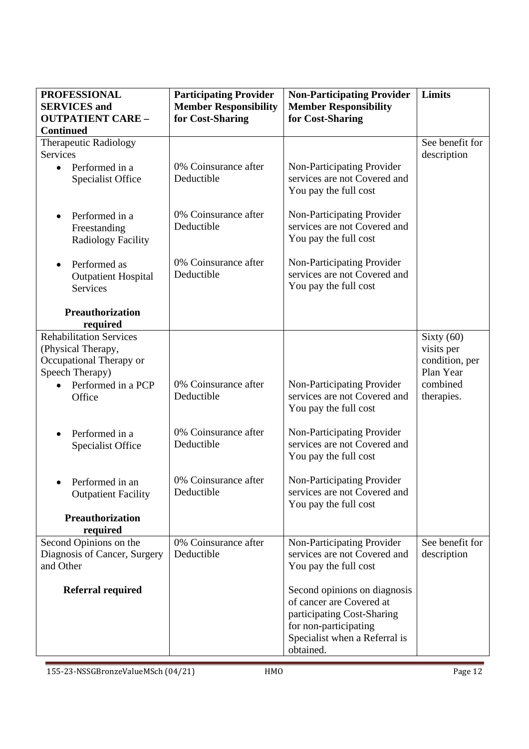| PROFESSIONAL SERVICES and OUTPATIENT CARE – Continued | Participating Provider Member Responsibility for Cost-Sharing | Non-Participating Provider Member Responsibility for Cost-Sharing | Limits |
|---|---|---|---|
| Therapeutic Radiology Services | | | See benefit for description |
| • Performed in a Specialist Office | 0% Coinsurance after Deductible | Non-Participating Provider services are not Covered and You pay the full cost | |
| • Performed in a Freestanding Radiology Facility | 0% Coinsurance after Deductible | Non-Participating Provider services are not Covered and You pay the full cost | |
| • Performed as Outpatient Hospital Services | 0% Coinsurance after Deductible | Non-Participating Provider services are not Covered and You pay the full cost | |
| **Preauthorization required** | | | |
| Rehabilitation Services (Physical Therapy, Occupational Therapy or Speech Therapy) | | | Sixty (60) visits per condition, per Plan Year combined therapies. |
| • Performed in a PCP Office | 0% Coinsurance after Deductible | Non-Participating Provider services are not Covered and You pay the full cost | |
| • Performed in a Specialist Office | 0% Coinsurance after Deductible | Non-Participating Provider services are not Covered and You pay the full cost | |
| • Performed in an Outpatient Facility | 0% Coinsurance after Deductible | Non-Participating Provider services are not Covered and You pay the full cost | |
| **Preauthorization required** | | | |
| Second Opinions on the Diagnosis of Cancer, Surgery and Other<br><br>**Referral required** | 0% Coinsurance after Deductible | Non-Participating Provider services are not Covered and You pay the full cost<br><br>Second opinions on diagnosis of cancer are Covered at participating Cost-Sharing for non-participating Specialist when a Referral is obtained. | See benefit for description |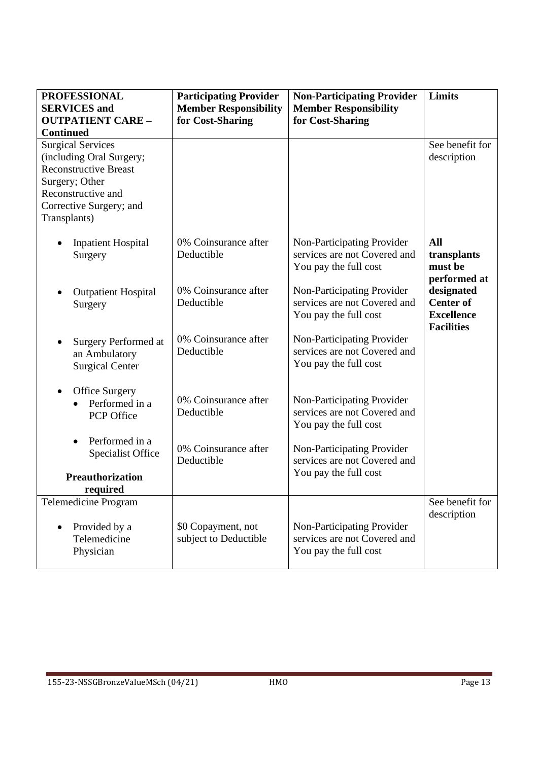| PROFESSIONAL SERVICES and OUTPATIENT CARE – Continued | Participating Provider Member Responsibility for Cost-Sharing | Non-Participating Provider Member Responsibility for Cost-Sharing | Limits |
|---|---|---|---|
| Surgical Services (including Oral Surgery; Reconstructive Breast Surgery; Other Reconstructive and Corrective Surgery; and Transplants) | | | See benefit for description |
| • Inpatient Hospital Surgery | 0% Coinsurance after Deductible | Non-Participating Provider services are not Covered and You pay the full cost | **All transplants must be performed at designated Center of Excellence Facilities** |
| • Outpatient Hospital Surgery | 0% Coinsurance after Deductible | Non-Participating Provider services are not Covered and You pay the full cost | |
| • Surgery Performed at an Ambulatory Surgical Center | 0% Coinsurance after Deductible | Non-Participating Provider services are not Covered and You pay the full cost | |
| • Office Surgery<br>  • Performed in a PCP Office | 0% Coinsurance after Deductible | Non-Participating Provider services are not Covered and You pay the full cost | |
|   • Performed in a Specialist Office<br>**Preauthorization required** | 0% Coinsurance after Deductible | Non-Participating Provider services are not Covered and You pay the full cost | |
| Telemedicine Program | | | See benefit for description |
| • Provided by a Telemedicine Physician | \$0 Copayment, not subject to Deductible | Non-Participating Provider services are not Covered and You pay the full cost | |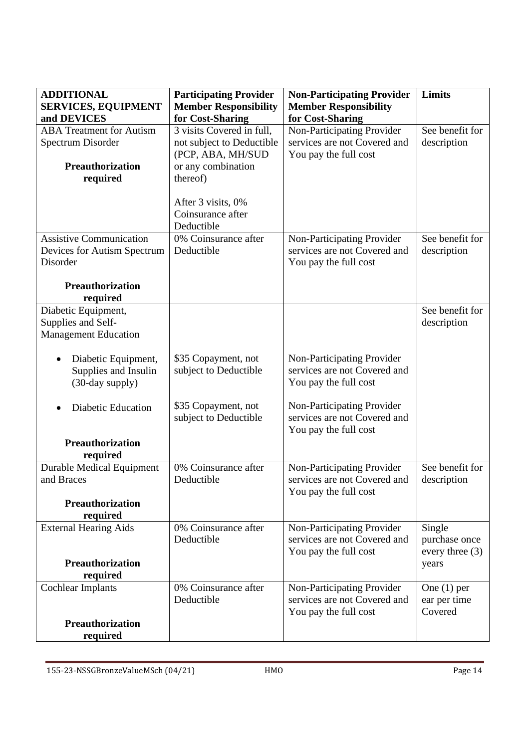| ADDITIONAL SERVICES, EQUIPMENT and DEVICES | Participating Provider Member Responsibility for Cost-Sharing | Non-Participating Provider Member Responsibility for Cost-Sharing | Limits |
|---|---|---|---|
| ABA Treatment for Autism Spectrum Disorder<br><br>**Preauthorization required** | 3 visits Covered in full, not subject to Deductible (PCP, ABA, MH/SUD or any combination thereof)<br><br>After 3 visits, 0% Coinsurance after Deductible | Non-Participating Provider services are not Covered and You pay the full cost | See benefit for description |
| Assistive Communication Devices for Autism Spectrum Disorder<br><br>**Preauthorization required** | 0% Coinsurance after Deductible | Non-Participating Provider services are not Covered and You pay the full cost | See benefit for description |
| Diabetic Equipment, Supplies and Self-Management Education | | | See benefit for description |
| • Diabetic Equipment, Supplies and Insulin (30-day supply) | $35 Copayment, not subject to Deductible | Non-Participating Provider services are not Covered and You pay the full cost | |
| • Diabetic Education<br><br>**Preauthorization required** | $35 Copayment, not subject to Deductible | Non-Participating Provider services are not Covered and You pay the full cost | |
| Durable Medical Equipment and Braces<br><br>**Preauthorization required** | 0% Coinsurance after Deductible | Non-Participating Provider services are not Covered and You pay the full cost | See benefit for description |
| External Hearing Aids<br><br>**Preauthorization required** | 0% Coinsurance after Deductible | Non-Participating Provider services are not Covered and You pay the full cost | Single purchase once every three (3) years |
| Cochlear Implants<br><br>**Preauthorization required** | 0% Coinsurance after Deductible | Non-Participating Provider services are not Covered and You pay the full cost | One (1) per ear per time Covered |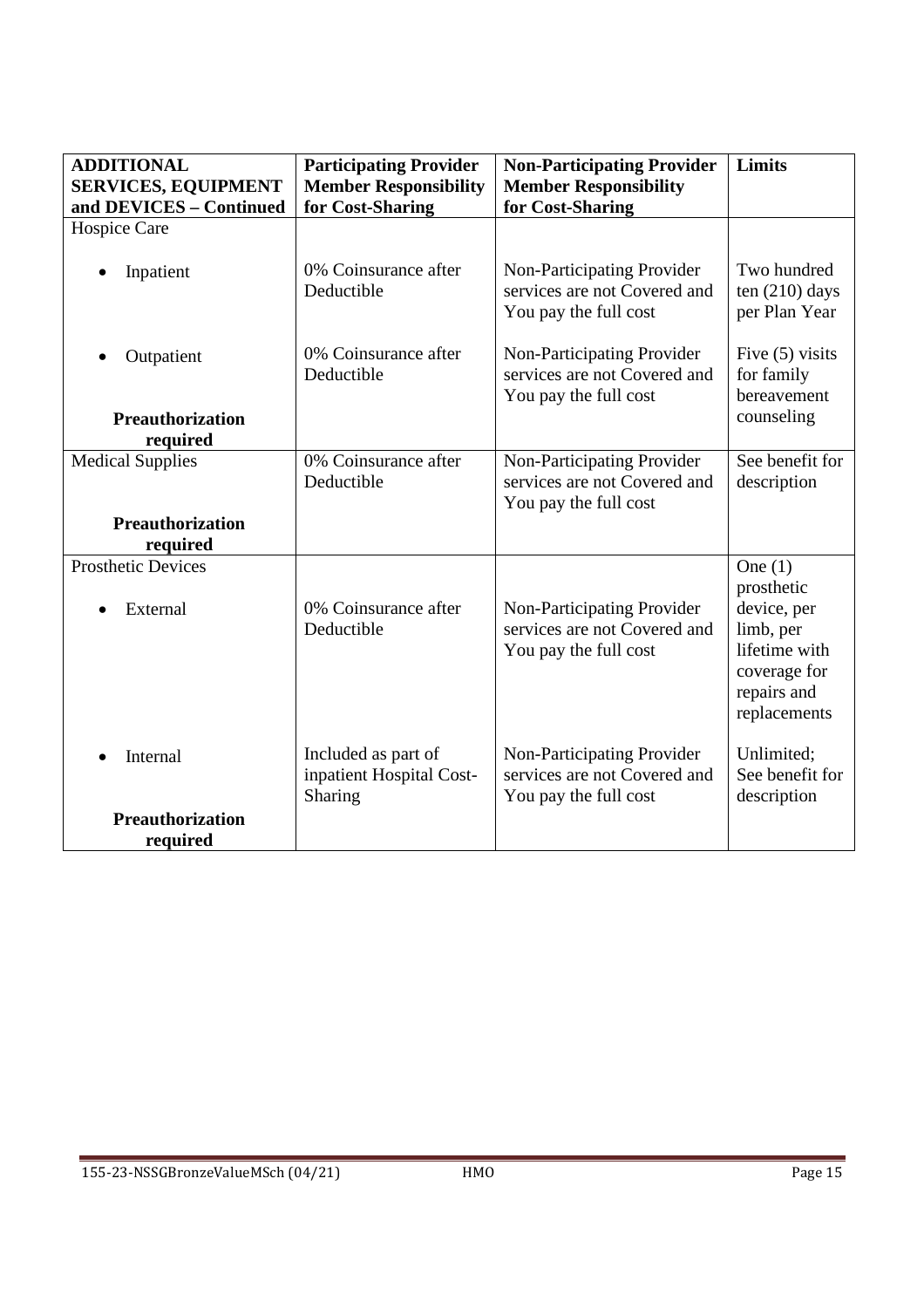| ADDITIONAL SERVICES, EQUIPMENT and DEVICES – Continued | Participating Provider Member Responsibility for Cost-Sharing | Non-Participating Provider Member Responsibility for Cost-Sharing | Limits |
|---|---|---|---|
| Hospice Care | | | |
| • Inpatient | 0% Coinsurance after Deductible | Non-Participating Provider services are not Covered and You pay the full cost | Two hundred ten (210) days per Plan Year |
| • Outpatient<br><br>**Preauthorization required** | 0% Coinsurance after Deductible | Non-Participating Provider services are not Covered and You pay the full cost | Five (5) visits for family bereavement counseling |
| Medical Supplies<br><br>**Preauthorization required** | 0% Coinsurance after Deductible | Non-Participating Provider services are not Covered and You pay the full cost | See benefit for description |
| Prosthetic Devices | | | |
| • External | 0% Coinsurance after Deductible | Non-Participating Provider services are not Covered and You pay the full cost | One (1) prosthetic device, per limb, per lifetime with coverage for repairs and replacements |
| • Internal<br><br>**Preauthorization required** | Included as part of inpatient Hospital Cost-Sharing | Non-Participating Provider services are not Covered and You pay the full cost | Unlimited; See benefit for description |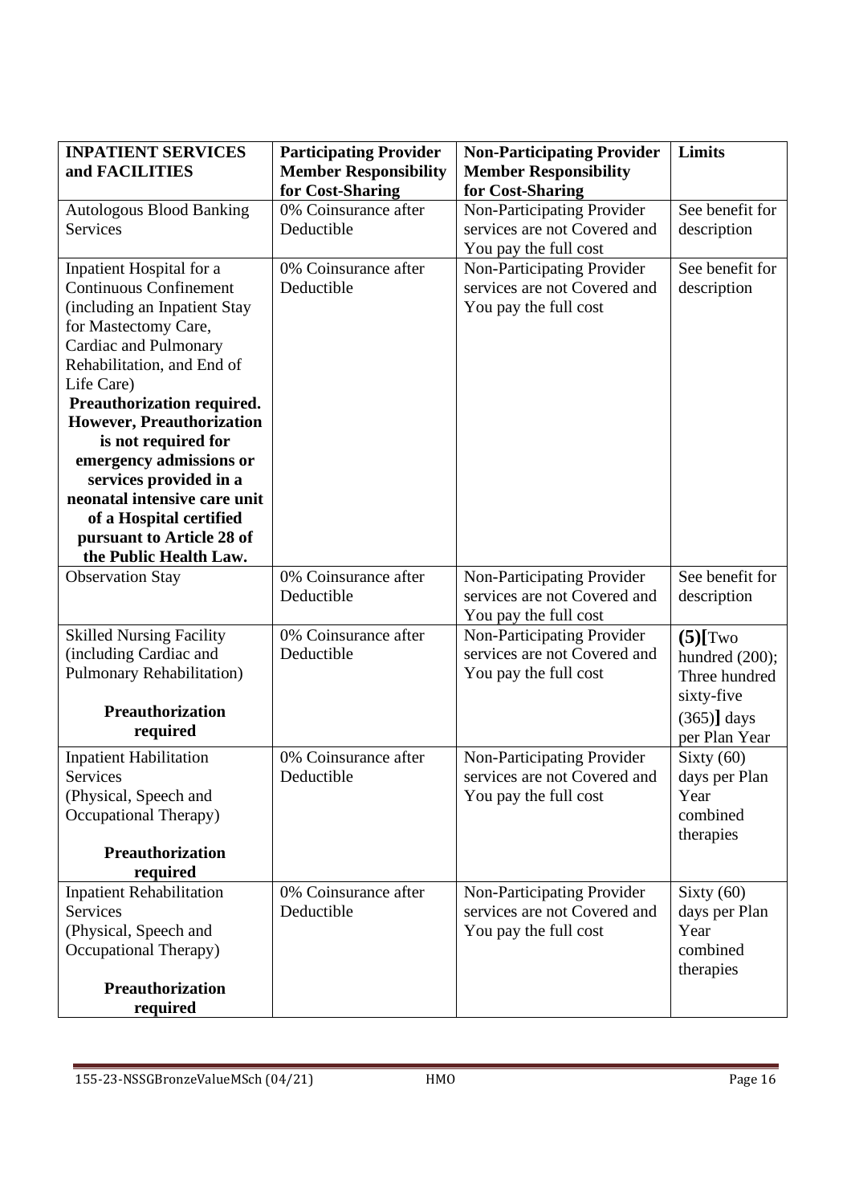| INPATIENT SERVICES and FACILITIES | Participating Provider Member Responsibility for Cost-Sharing | Non-Participating Provider Member Responsibility for Cost-Sharing | Limits |
|---|---|---|---|
| Autologous Blood Banking Services | 0% Coinsurance after Deductible | Non-Participating Provider services are not Covered and You pay the full cost | See benefit for description |
| Inpatient Hospital for a Continuous Confinement (including an Inpatient Stay for Mastectomy Care, Cardiac and Pulmonary Rehabilitation, and End of Life Care)<br>**Preauthorization required. However, Preauthorization is not required for emergency admissions or services provided in a neonatal intensive care unit of a Hospital certified pursuant to Article 28 of the Public Health Law.** | 0% Coinsurance after Deductible | Non-Participating Provider services are not Covered and You pay the full cost | See benefit for description |
| Observation Stay | 0% Coinsurance after Deductible | Non-Participating Provider services are not Covered and You pay the full cost | See benefit for description |
| Skilled Nursing Facility (including Cardiac and Pulmonary Rehabilitation)<br>**Preauthorization required** | 0% Coinsurance after Deductible | Non-Participating Provider services are not Covered and You pay the full cost | **(5)[**Two hundred (200); Three hundred sixty-five (365)**]** days per Plan Year |
| Inpatient Habilitation Services (Physical, Speech and Occupational Therapy)<br>**Preauthorization required** | 0% Coinsurance after Deductible | Non-Participating Provider services are not Covered and You pay the full cost | Sixty (60) days per Plan Year combined therapies |
| Inpatient Rehabilitation Services (Physical, Speech and Occupational Therapy)<br>**Preauthorization required** | 0% Coinsurance after Deductible | Non-Participating Provider services are not Covered and You pay the full cost | Sixty (60) days per Plan Year combined therapies |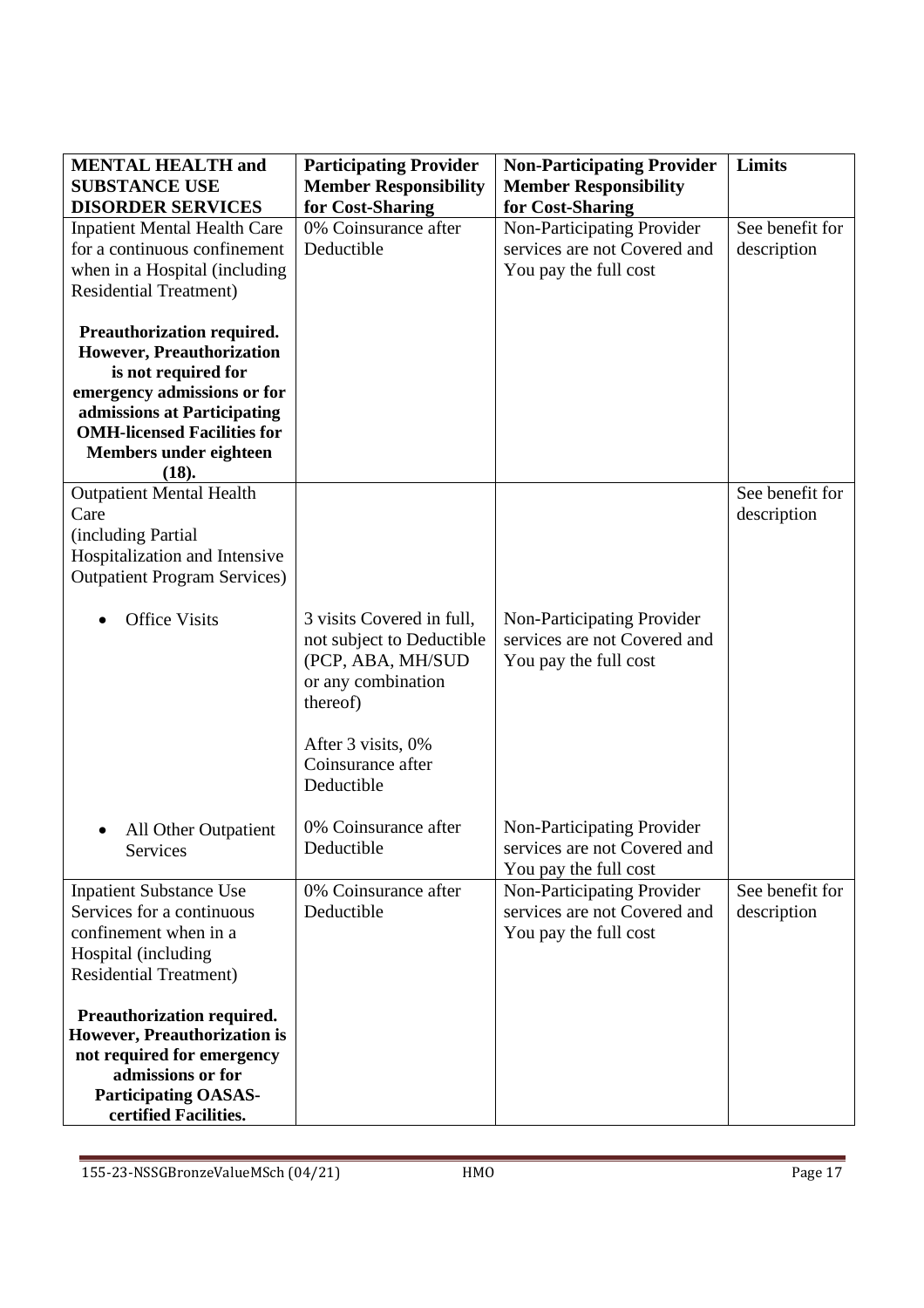| MENTAL HEALTH and SUBSTANCE USE DISORDER SERVICES | Participating Provider Member Responsibility for Cost-Sharing | Non-Participating Provider Member Responsibility for Cost-Sharing | Limits |
|---|---|---|---|
| Inpatient Mental Health Care for a continuous confinement when in a Hospital (including Residential Treatment)<br><br>**Preauthorization required. However, Preauthorization is not required for emergency admissions or for admissions at Participating OMH-licensed Facilities for Members under eighteen (18).** | 0% Coinsurance after Deductible | Non-Participating Provider services are not Covered and You pay the full cost | See benefit for description |
| Outpatient Mental Health Care (including Partial Hospitalization and Intensive Outpatient Program Services) | | | See benefit for description |
| • Office Visits | 3 visits Covered in full, not subject to Deductible (PCP, ABA, MH/SUD or any combination thereof)<br><br>After 3 visits, 0% Coinsurance after Deductible | Non-Participating Provider services are not Covered and You pay the full cost | |
| • All Other Outpatient Services | 0% Coinsurance after Deductible | Non-Participating Provider services are not Covered and You pay the full cost | |
| Inpatient Substance Use Services for a continuous confinement when in a Hospital (including Residential Treatment)<br><br>**Preauthorization required. However, Preauthorization is not required for emergency admissions or for Participating OASAS-certified Facilities.** | 0% Coinsurance after Deductible | Non-Participating Provider services are not Covered and You pay the full cost | See benefit for description |

155-23-NSSGBronzeValueMSch (04/21) HMO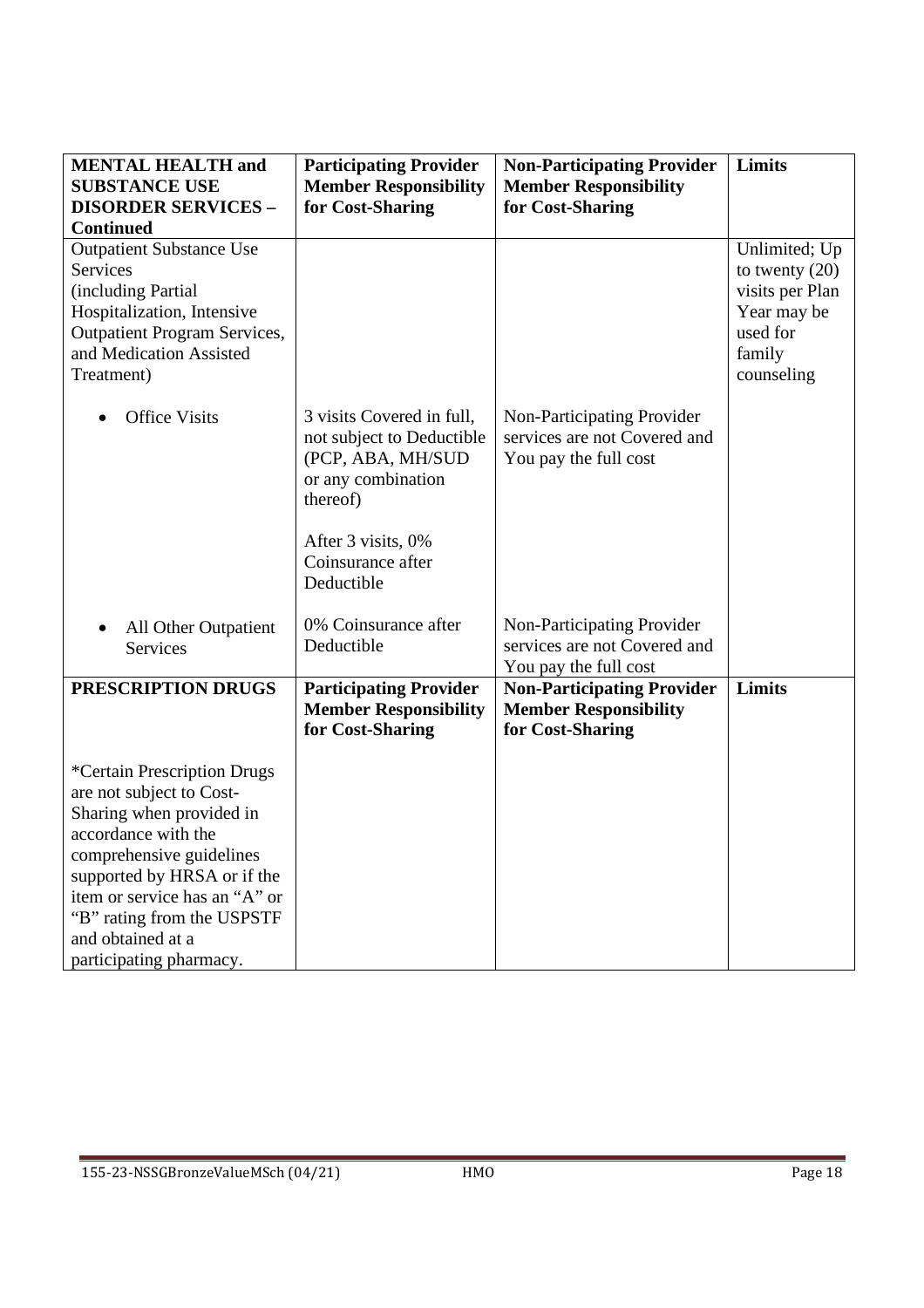| **MENTAL HEALTH and SUBSTANCE USE DISORDER SERVICES – Continued** | **Participating Provider Member Responsibility for Cost-Sharing** | **Non-Participating Provider Member Responsibility for Cost-Sharing** | **Limits** |
|---|---|---|---|
| Outpatient Substance Use Services (including Partial Hospitalization, Intensive Outpatient Program Services, and Medication Assisted Treatment) | | | Unlimited; Up to twenty (20) visits per Plan Year may be used for family counseling |
| • Office Visits | 3 visits Covered in full, not subject to Deductible (PCP, ABA, MH/SUD or any combination thereof)<br><br>After 3 visits, 0% Coinsurance after Deductible | Non-Participating Provider services are not Covered and You pay the full cost | |
| • All Other Outpatient Services | 0% Coinsurance after Deductible | Non-Participating Provider services are not Covered and You pay the full cost | |
| **PRESCRIPTION DRUGS** | **Participating Provider Member Responsibility for Cost-Sharing** | **Non-Participating Provider Member Responsibility for Cost-Sharing** | **Limits** |
| *Certain Prescription Drugs are not subject to Cost-Sharing when provided in accordance with the comprehensive guidelines supported by HRSA or if the item or service has an "A" or "B" rating from the USPSTF and obtained at a participating pharmacy. | | | |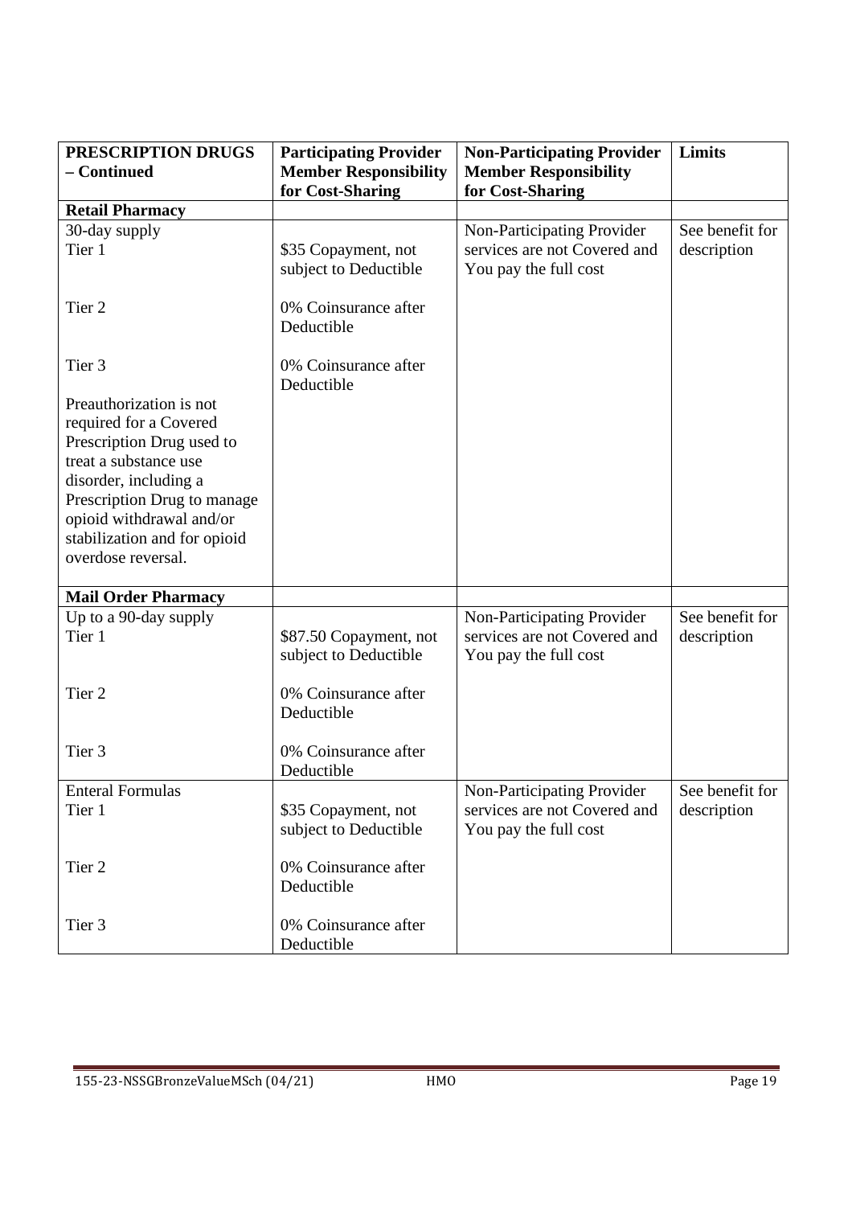| PRESCRIPTION DRUGS – Continued | Participating Provider Member Responsibility for Cost-Sharing | Non-Participating Provider Member Responsibility for Cost-Sharing | Limits |
| --- | --- | --- | --- |
| **Retail Pharmacy** | | | |
| 30-day supply<br>Tier 1<br><br>Tier 2<br><br>Tier 3<br><br>Preauthorization is not required for a Covered Prescription Drug used to treat a substance use disorder, including a Prescription Drug to manage opioid withdrawal and/or stabilization and for opioid overdose reversal. | <br>$35 Copayment, not subject to Deductible<br><br>0% Coinsurance after Deductible<br><br>0% Coinsurance after Deductible | Non-Participating Provider services are not Covered and You pay the full cost | See benefit for description |
| **Mail Order Pharmacy** | | | |
| Up to a 90-day supply<br>Tier 1<br><br>Tier 2<br><br>Tier 3 | <br>$87.50 Copayment, not subject to Deductible<br><br>0% Coinsurance after Deductible<br><br>0% Coinsurance after Deductible | Non-Participating Provider services are not Covered and You pay the full cost | See benefit for description |
| Enteral Formulas<br>Tier 1<br><br>Tier 2<br><br>Tier 3 | <br>$35 Copayment, not subject to Deductible<br><br>0% Coinsurance after Deductible<br><br>0% Coinsurance after Deductible | Non-Participating Provider services are not Covered and You pay the full cost | See benefit for description |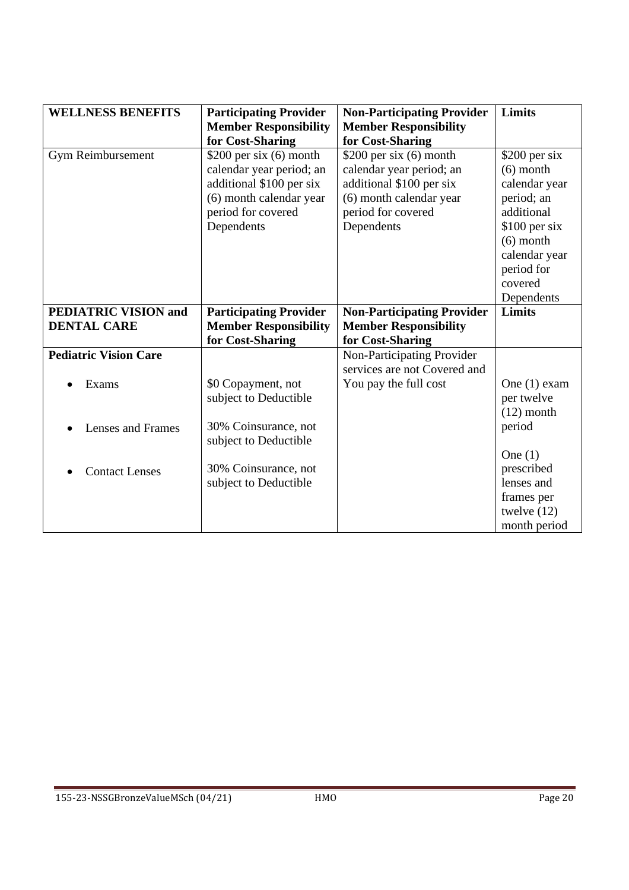| **WELLNESS BENEFITS** | **Participating Provider Member Responsibility for Cost-Sharing** | **Non-Participating Provider Member Responsibility for Cost-Sharing** | **Limits** |
|---|---|---|---|
| Gym Reimbursement | $200 per six (6) month calendar year period; an additional $100 per six (6) month calendar year period for covered Dependents | $200 per six (6) month calendar year period; an additional $100 per six (6) month calendar year period for covered Dependents | $200 per six (6) month calendar year period; an additional $100 per six (6) month calendar year period for covered Dependents |
| **PEDIATRIC VISION and DENTAL CARE** | **Participating Provider Member Responsibility for Cost-Sharing** | **Non-Participating Provider Member Responsibility for Cost-Sharing** | **Limits** |
| **Pediatric Vision Care** | | Non-Participating Provider services are not Covered and You pay the full cost | |
| • Exams | $0 Copayment, not subject to Deductible | | One (1) exam per twelve (12) month period |
| • Lenses and Frames | 30% Coinsurance, not subject to Deductible | | One (1) prescribed lenses and frames per twelve (12) month period |
| • Contact Lenses | 30% Coinsurance, not subject to Deductible | | |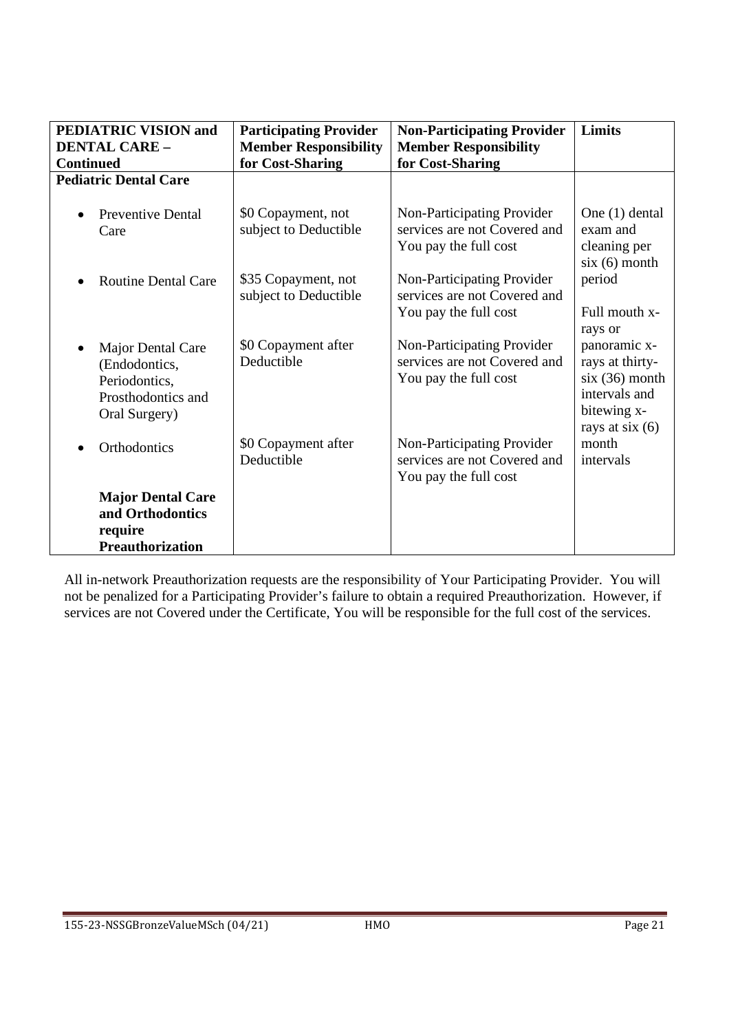| PEDIATRIC VISION and DENTAL CARE – Continued | Participating Provider Member Responsibility for Cost-Sharing | Non-Participating Provider Member Responsibility for Cost-Sharing | Limits |
|---|---|---|---|
| **Pediatric Dental Care** | | | |
| • Preventive Dental Care | \$0 Copayment, not subject to Deductible | Non-Participating Provider services are not Covered and You pay the full cost | One (1) dental exam and cleaning per six (6) month period<br><br>Full mouth x-rays or panoramic x-rays at thirty-six (36) month intervals and bitewing x-rays at six (6) month intervals |
| • Routine Dental Care | \$35 Copayment, not subject to Deductible | Non-Participating Provider services are not Covered and You pay the full cost | |
| • Major Dental Care (Endodontics, Periodontics, Prosthodontics and Oral Surgery) | \$0 Copayment after Deductible | Non-Participating Provider services are not Covered and You pay the full cost | |
| • Orthodontics | \$0 Copayment after Deductible | Non-Participating Provider services are not Covered and You pay the full cost | |
| **Major Dental Care and Orthodontics require Preauthorization** | | | |

All in-network Preauthorization requests are the responsibility of Your Participating Provider. You will not be penalized for a Participating Provider's failure to obtain a required Preauthorization. However, if services are not Covered under the Certificate, You will be responsible for the full cost of the services.